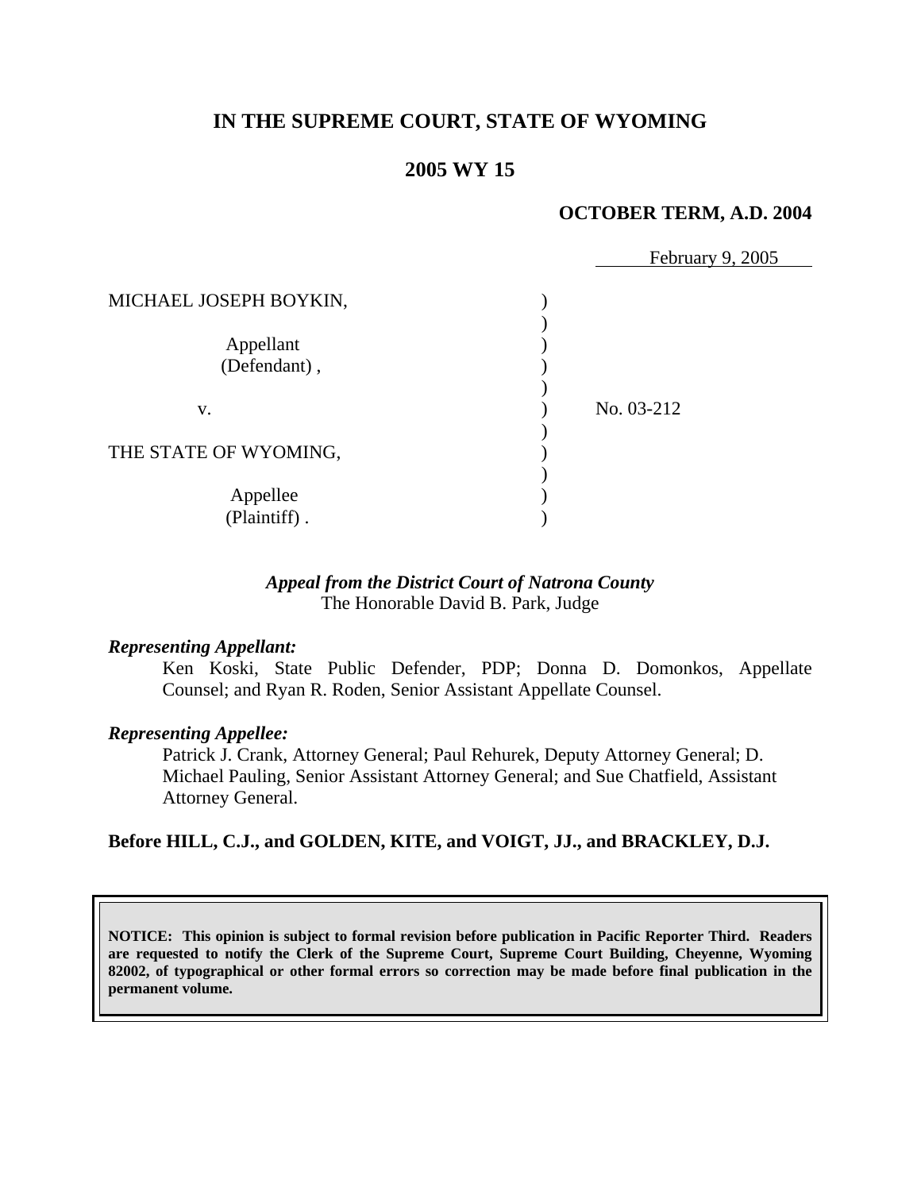# IN THE SUPREME COURT, STATE OF WYOMING

## 2005 WY 15

**OCTOBER TERM, A.D. 2004**

February 9, 2005

MICHAEL JOSEPH BOYKIN,

Appellant (Defendant),

v.

THE STATE OF WYOMING,

Appellee (Plaintiff).

No. 03-212

*Appeal from the District Court of Natrona County*
The Honorable David B. Park, Judge

***Representing Appellant:***

Ken Koski, State Public Defender, PDP; Donna D. Domonkos, Appellate Counsel; and Ryan R. Roden, Senior Assistant Appellate Counsel.

***Representing Appellee:***

Patrick J. Crank, Attorney General; Paul Rehurek, Deputy Attorney General; D. Michael Pauling, Senior Assistant Attorney General; and Sue Chatfield, Assistant Attorney General.

**Before HILL, C.J., and GOLDEN, KITE, and VOIGT, JJ., and BRACKLEY, D.J.**

**NOTICE: This opinion is subject to formal revision before publication in Pacific Reporter Third. Readers are requested to notify the Clerk of the Supreme Court, Supreme Court Building, Cheyenne, Wyoming 82002, of typographical or other formal errors so correction may be made before final publication in the permanent volume.**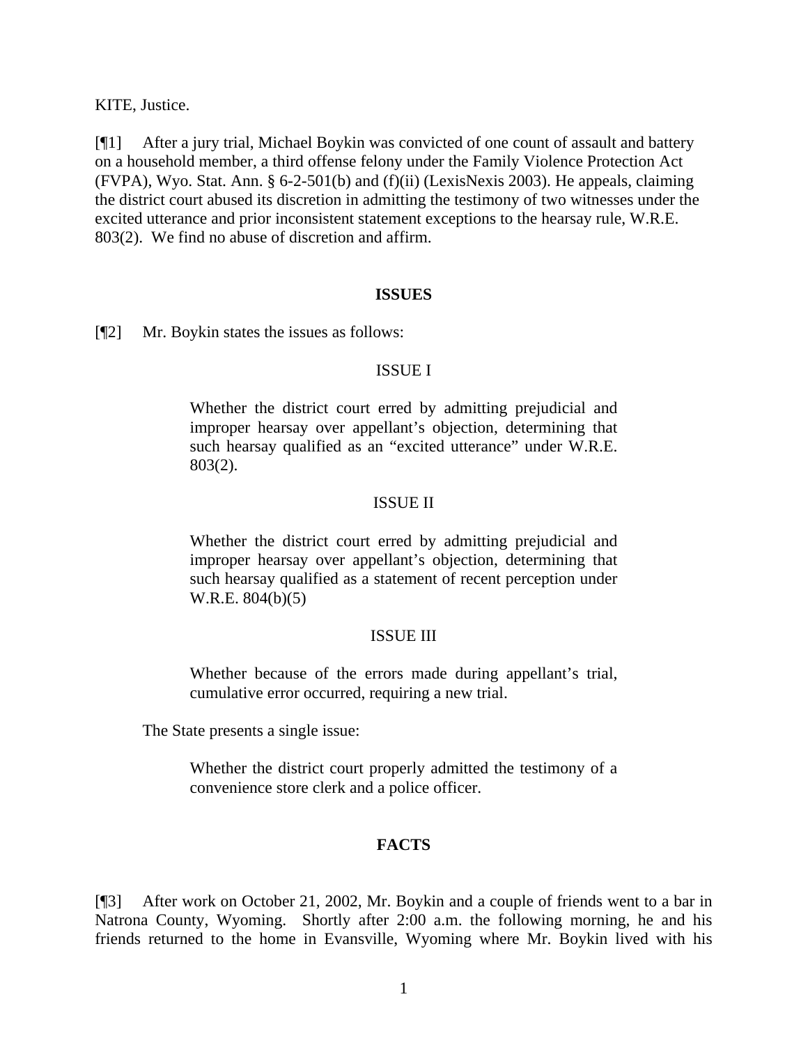KITE, Justice.

[¶1] After a jury trial, Michael Boykin was convicted of one count of assault and battery on a household member, a third offense felony under the Family Violence Protection Act (FVPA), Wyo. Stat. Ann. § 6-2-501(b) and (f)(ii) (LexisNexis 2003). He appeals, claiming the district court abused its discretion in admitting the testimony of two witnesses under the excited utterance and prior inconsistent statement exceptions to the hearsay rule, W.R.E. 803(2). We find no abuse of discretion and affirm.

## ISSUES

[¶2] Mr. Boykin states the issues as follows:

> ISSUE I
>
> Whether the district court erred by admitting prejudicial and improper hearsay over appellant's objection, determining that such hearsay qualified as an "excited utterance" under W.R.E. 803(2).
>
> ISSUE II
>
> Whether the district court erred by admitting prejudicial and improper hearsay over appellant's objection, determining that such hearsay qualified as a statement of recent perception under W.R.E. 804(b)(5)
>
> ISSUE III
>
> Whether because of the errors made during appellant's trial, cumulative error occurred, requiring a new trial.

The State presents a single issue:

> Whether the district court properly admitted the testimony of a convenience store clerk and a police officer.

## FACTS

[¶3] After work on October 21, 2002, Mr. Boykin and a couple of friends went to a bar in Natrona County, Wyoming. Shortly after 2:00 a.m. the following morning, he and his friends returned to the home in Evansville, Wyoming where Mr. Boykin lived with his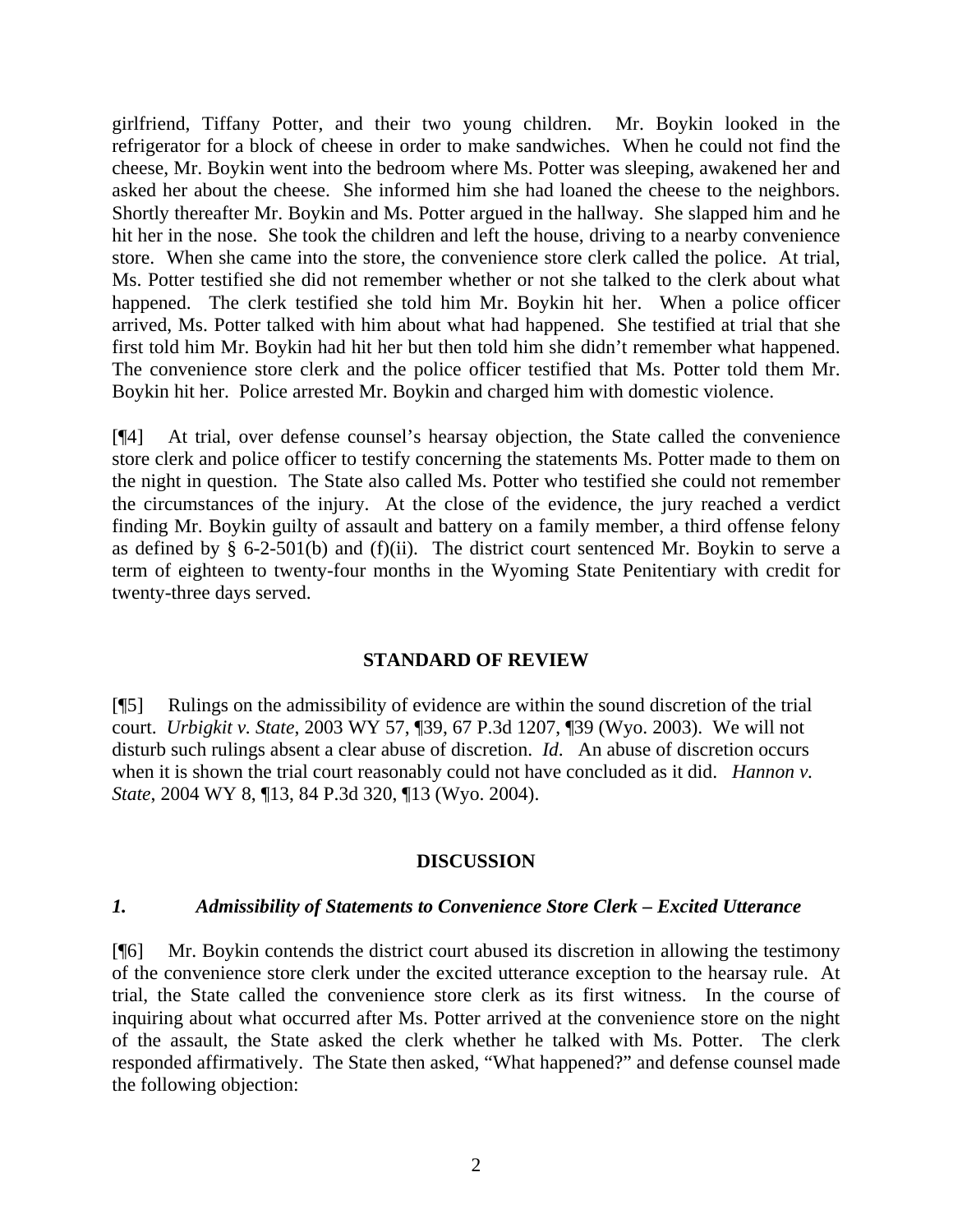girlfriend, Tiffany Potter, and their two young children. Mr. Boykin looked in the refrigerator for a block of cheese in order to make sandwiches. When he could not find the cheese, Mr. Boykin went into the bedroom where Ms. Potter was sleeping, awakened her and asked her about the cheese. She informed him she had loaned the cheese to the neighbors. Shortly thereafter Mr. Boykin and Ms. Potter argued in the hallway. She slapped him and he hit her in the nose. She took the children and left the house, driving to a nearby convenience store. When she came into the store, the convenience store clerk called the police. At trial, Ms. Potter testified she did not remember whether or not she talked to the clerk about what happened. The clerk testified she told him Mr. Boykin hit her. When a police officer arrived, Ms. Potter talked with him about what had happened. She testified at trial that she first told him Mr. Boykin had hit her but then told him she didn't remember what happened. The convenience store clerk and the police officer testified that Ms. Potter told them Mr. Boykin hit her. Police arrested Mr. Boykin and charged him with domestic violence.

[¶4] At trial, over defense counsel's hearsay objection, the State called the convenience store clerk and police officer to testify concerning the statements Ms. Potter made to them on the night in question. The State also called Ms. Potter who testified she could not remember the circumstances of the injury. At the close of the evidence, the jury reached a verdict finding Mr. Boykin guilty of assault and battery on a family member, a third offense felony as defined by § 6-2-501(b) and (f)(ii). The district court sentenced Mr. Boykin to serve a term of eighteen to twenty-four months in the Wyoming State Penitentiary with credit for twenty-three days served.

## STANDARD OF REVIEW

[¶5] Rulings on the admissibility of evidence are within the sound discretion of the trial court. *Urbigkit v. State*, 2003 WY 57, ¶39, 67 P.3d 1207, ¶39 (Wyo. 2003). We will not disturb such rulings absent a clear abuse of discretion. *Id*. An abuse of discretion occurs when it is shown the trial court reasonably could not have concluded as it did. *Hannon v. State*, 2004 WY 8, ¶13, 84 P.3d 320, ¶13 (Wyo. 2004).

## DISCUSSION

### *1. Admissibility of Statements to Convenience Store Clerk – Excited Utterance*

[¶6] Mr. Boykin contends the district court abused its discretion in allowing the testimony of the convenience store clerk under the excited utterance exception to the hearsay rule. At trial, the State called the convenience store clerk as its first witness. In the course of inquiring about what occurred after Ms. Potter arrived at the convenience store on the night of the assault, the State asked the clerk whether he talked with Ms. Potter. The clerk responded affirmatively. The State then asked, "What happened?" and defense counsel made the following objection: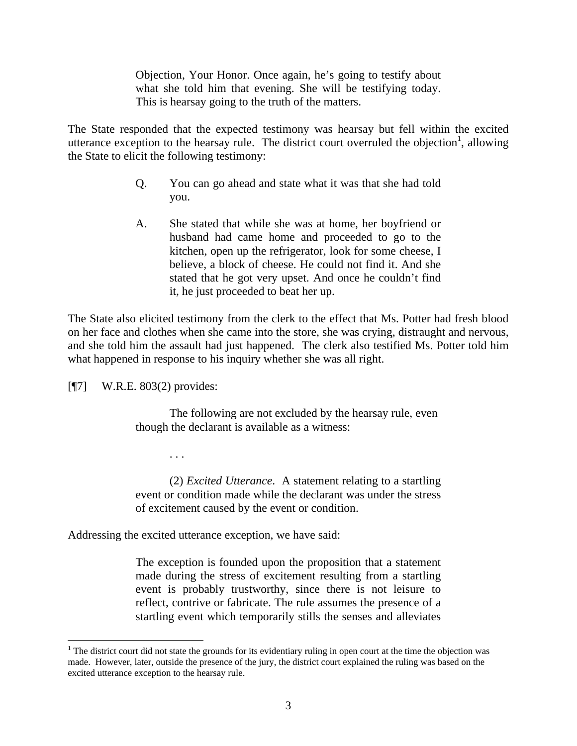> Objection, Your Honor. Once again, he's going to testify about what she told him that evening. She will be testifying today. This is hearsay going to the truth of the matters.

The State responded that the expected testimony was hearsay but fell within the excited utterance exception to the hearsay rule. The district court overruled the objection[1], allowing the State to elicit the following testimony:

> Q. You can go ahead and state what it was that she had told you.
>
> A. She stated that while she was at home, her boyfriend or husband had came home and proceeded to go to the kitchen, open up the refrigerator, look for some cheese, I believe, a block of cheese. He could not find it. And she stated that he got very upset. And once he couldn't find it, he just proceeded to beat her up.

The State also elicited testimony from the clerk to the effect that Ms. Potter had fresh blood on her face and clothes when she came into the store, she was crying, distraught and nervous, and she told him the assault had just happened. The clerk also testified Ms. Potter told him what happened in response to his inquiry whether she was all right.

[¶7] W.R.E. 803(2) provides:

> The following are not excluded by the hearsay rule, even though the declarant is available as a witness:
>
> . . .
>
> (2) *Excited Utterance*. A statement relating to a startling event or condition made while the declarant was under the stress of excitement caused by the event or condition.

Addressing the excited utterance exception, we have said:

> The exception is founded upon the proposition that a statement made during the stress of excitement resulting from a startling event is probably trustworthy, since there is not leisure to reflect, contrive or fabricate. The rule assumes the presence of a startling event which temporarily stills the senses and alleviates

[1] The district court did not state the grounds for its evidentiary ruling in open court at the time the objection was made. However, later, outside the presence of the jury, the district court explained the ruling was based on the excited utterance exception to the hearsay rule.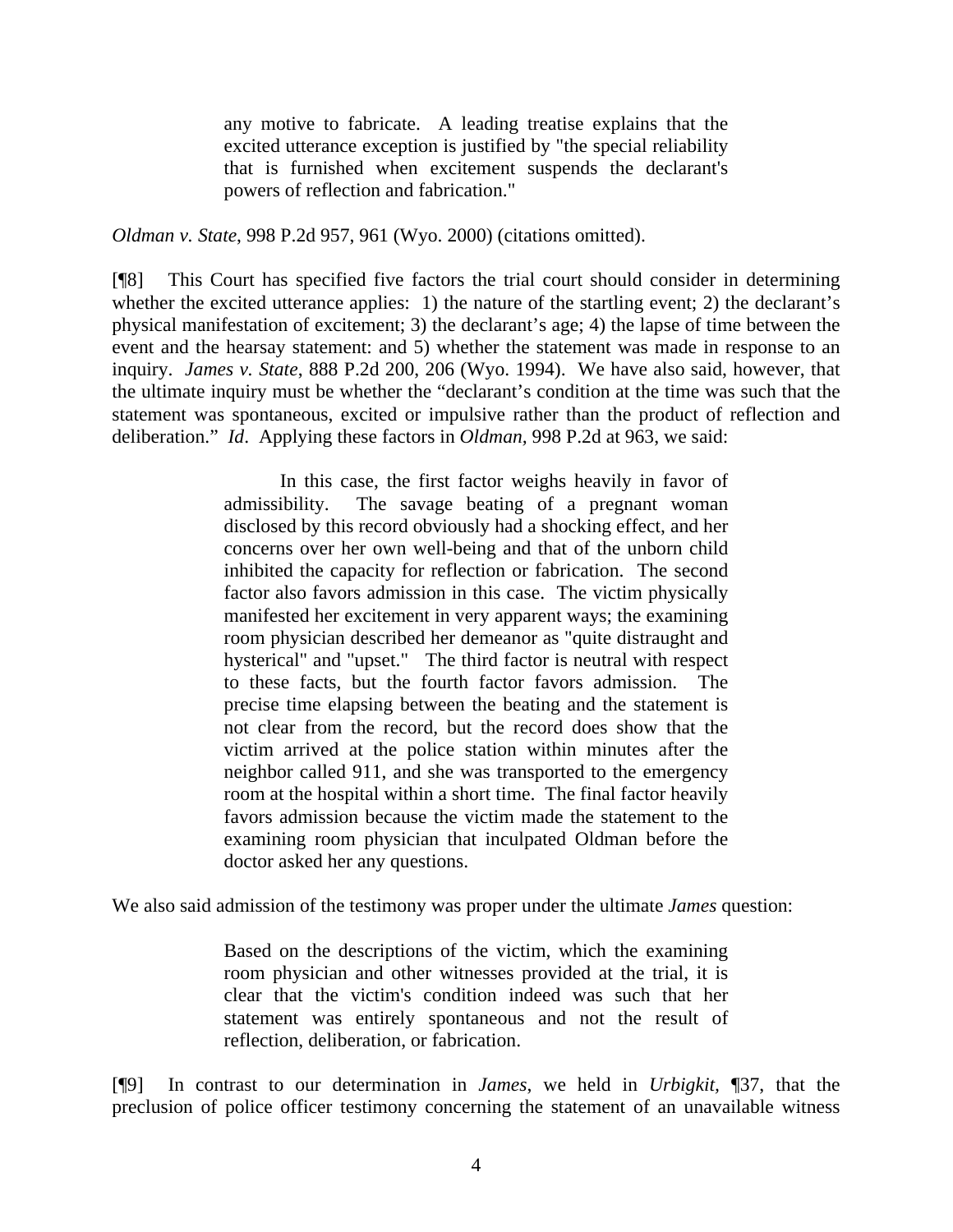> any motive to fabricate. A leading treatise explains that the excited utterance exception is justified by "the special reliability that is furnished when excitement suspends the declarant's powers of reflection and fabrication."

*Oldman v. State*, 998 P.2d 957, 961 (Wyo. 2000) (citations omitted).

[¶8] This Court has specified five factors the trial court should consider in determining whether the excited utterance applies: 1) the nature of the startling event; 2) the declarant's physical manifestation of excitement; 3) the declarant's age; 4) the lapse of time between the event and the hearsay statement: and 5) whether the statement was made in response to an inquiry. *James v. State*, 888 P.2d 200, 206 (Wyo. 1994). We have also said, however, that the ultimate inquiry must be whether the "declarant's condition at the time was such that the statement was spontaneous, excited or impulsive rather than the product of reflection and deliberation." *Id*. Applying these factors in *Oldman,* 998 P.2d at 963, we said:

> In this case, the first factor weighs heavily in favor of admissibility. The savage beating of a pregnant woman disclosed by this record obviously had a shocking effect, and her concerns over her own well-being and that of the unborn child inhibited the capacity for reflection or fabrication. The second factor also favors admission in this case. The victim physically manifested her excitement in very apparent ways; the examining room physician described her demeanor as "quite distraught and hysterical" and "upset." The third factor is neutral with respect to these facts, but the fourth factor favors admission. The precise time elapsing between the beating and the statement is not clear from the record, but the record does show that the victim arrived at the police station within minutes after the neighbor called 911, and she was transported to the emergency room at the hospital within a short time. The final factor heavily favors admission because the victim made the statement to the examining room physician that inculpated Oldman before the doctor asked her any questions.

We also said admission of the testimony was proper under the ultimate *James* question:

> Based on the descriptions of the victim, which the examining room physician and other witnesses provided at the trial, it is clear that the victim's condition indeed was such that her statement was entirely spontaneous and not the result of reflection, deliberation, or fabrication.

[¶9] In contrast to our determination in *James*, we held in *Urbigkit,* ¶37, that the preclusion of police officer testimony concerning the statement of an unavailable witness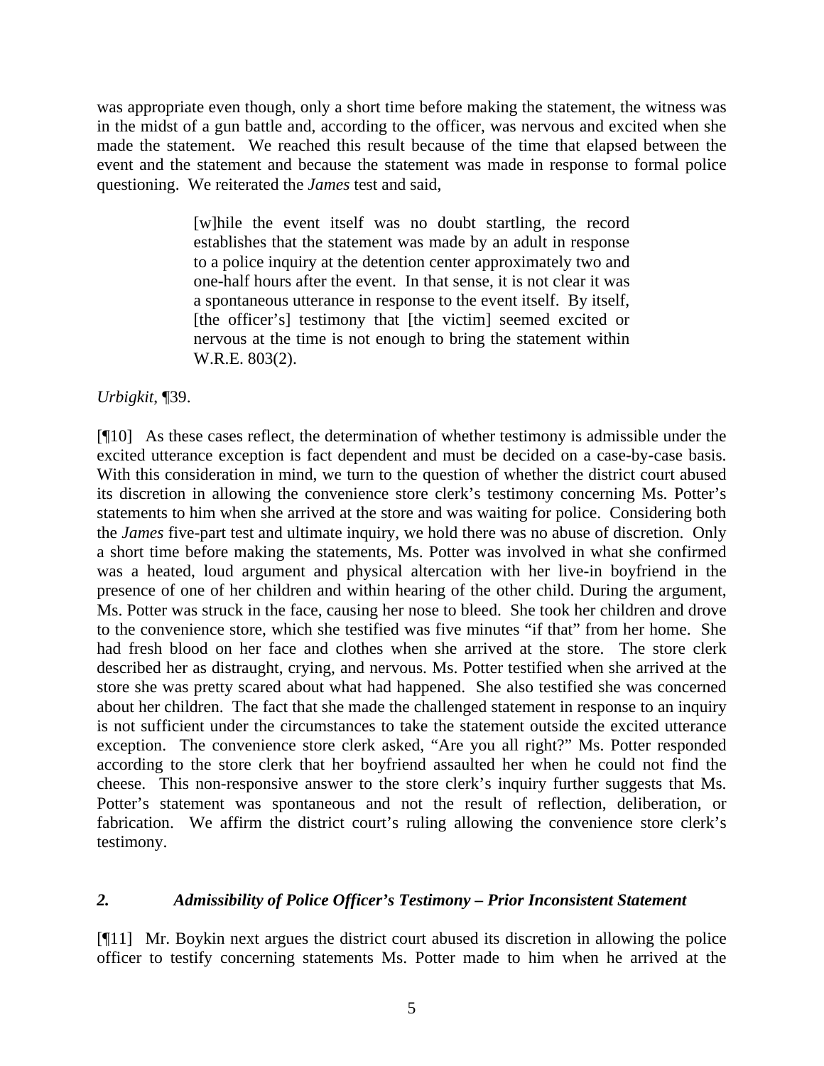was appropriate even though, only a short time before making the statement, the witness was in the midst of a gun battle and, according to the officer, was nervous and excited when she made the statement. We reached this result because of the time that elapsed between the event and the statement and because the statement was made in response to formal police questioning. We reiterated the *James* test and said,

> [w]hile the event itself was no doubt startling, the record establishes that the statement was made by an adult in response to a police inquiry at the detention center approximately two and one-half hours after the event. In that sense, it is not clear it was a spontaneous utterance in response to the event itself. By itself, [the officer's] testimony that [the victim] seemed excited or nervous at the time is not enough to bring the statement within W.R.E. 803(2).

*Urbigkit*, ¶39.

[¶10] As these cases reflect, the determination of whether testimony is admissible under the excited utterance exception is fact dependent and must be decided on a case-by-case basis. With this consideration in mind, we turn to the question of whether the district court abused its discretion in allowing the convenience store clerk's testimony concerning Ms. Potter's statements to him when she arrived at the store and was waiting for police. Considering both the *James* five-part test and ultimate inquiry, we hold there was no abuse of discretion. Only a short time before making the statements, Ms. Potter was involved in what she confirmed was a heated, loud argument and physical altercation with her live-in boyfriend in the presence of one of her children and within hearing of the other child. During the argument, Ms. Potter was struck in the face, causing her nose to bleed. She took her children and drove to the convenience store, which she testified was five minutes "if that" from her home. She had fresh blood on her face and clothes when she arrived at the store. The store clerk described her as distraught, crying, and nervous. Ms. Potter testified when she arrived at the store she was pretty scared about what had happened. She also testified she was concerned about her children. The fact that she made the challenged statement in response to an inquiry is not sufficient under the circumstances to take the statement outside the excited utterance exception. The convenience store clerk asked, "Are you all right?" Ms. Potter responded according to the store clerk that her boyfriend assaulted her when he could not find the cheese. This non-responsive answer to the store clerk's inquiry further suggests that Ms. Potter's statement was spontaneous and not the result of reflection, deliberation, or fabrication. We affirm the district court's ruling allowing the convenience store clerk's testimony.

## *2. Admissibility of Police Officer's Testimony – Prior Inconsistent Statement*

[¶11] Mr. Boykin next argues the district court abused its discretion in allowing the police officer to testify concerning statements Ms. Potter made to him when he arrived at the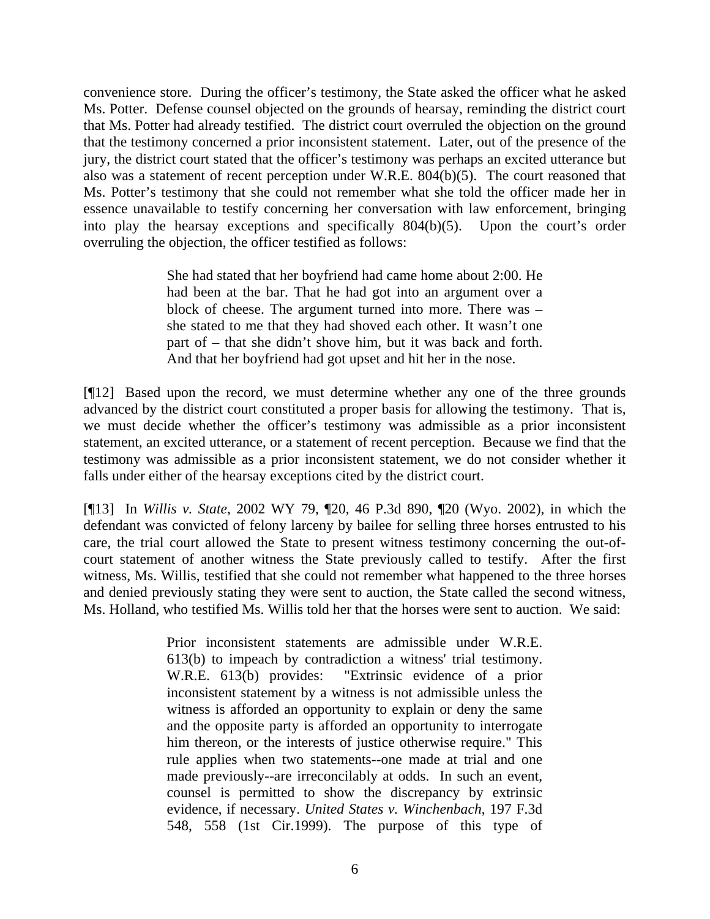convenience store. During the officer's testimony, the State asked the officer what he asked Ms. Potter. Defense counsel objected on the grounds of hearsay, reminding the district court that Ms. Potter had already testified. The district court overruled the objection on the ground that the testimony concerned a prior inconsistent statement. Later, out of the presence of the jury, the district court stated that the officer's testimony was perhaps an excited utterance but also was a statement of recent perception under W.R.E. 804(b)(5). The court reasoned that Ms. Potter's testimony that she could not remember what she told the officer made her in essence unavailable to testify concerning her conversation with law enforcement, bringing into play the hearsay exceptions and specifically 804(b)(5). Upon the court's order overruling the objection, the officer testified as follows:

> She had stated that her boyfriend had came home about 2:00. He had been at the bar. That he had got into an argument over a block of cheese. The argument turned into more. There was – she stated to me that they had shoved each other. It wasn't one part of – that she didn't shove him, but it was back and forth. And that her boyfriend had got upset and hit her in the nose.

[¶12] Based upon the record, we must determine whether any one of the three grounds advanced by the district court constituted a proper basis for allowing the testimony. That is, we must decide whether the officer's testimony was admissible as a prior inconsistent statement, an excited utterance, or a statement of recent perception. Because we find that the testimony was admissible as a prior inconsistent statement, we do not consider whether it falls under either of the hearsay exceptions cited by the district court.

[¶13] In *Willis v. State*, 2002 WY 79, ¶20, 46 P.3d 890, ¶20 (Wyo. 2002), in which the defendant was convicted of felony larceny by bailee for selling three horses entrusted to his care, the trial court allowed the State to present witness testimony concerning the out-of-court statement of another witness the State previously called to testify. After the first witness, Ms. Willis, testified that she could not remember what happened to the three horses and denied previously stating they were sent to auction, the State called the second witness, Ms. Holland, who testified Ms. Willis told her that the horses were sent to auction. We said:

> Prior inconsistent statements are admissible under W.R.E. 613(b) to impeach by contradiction a witness' trial testimony. W.R.E. 613(b) provides: "Extrinsic evidence of a prior inconsistent statement by a witness is not admissible unless the witness is afforded an opportunity to explain or deny the same and the opposite party is afforded an opportunity to interrogate him thereon, or the interests of justice otherwise require." This rule applies when two statements--one made at trial and one made previously--are irreconcilably at odds. In such an event, counsel is permitted to show the discrepancy by extrinsic evidence, if necessary. *United States v. Winchenbach*, 197 F.3d 548, 558 (1st Cir.1999). The purpose of this type of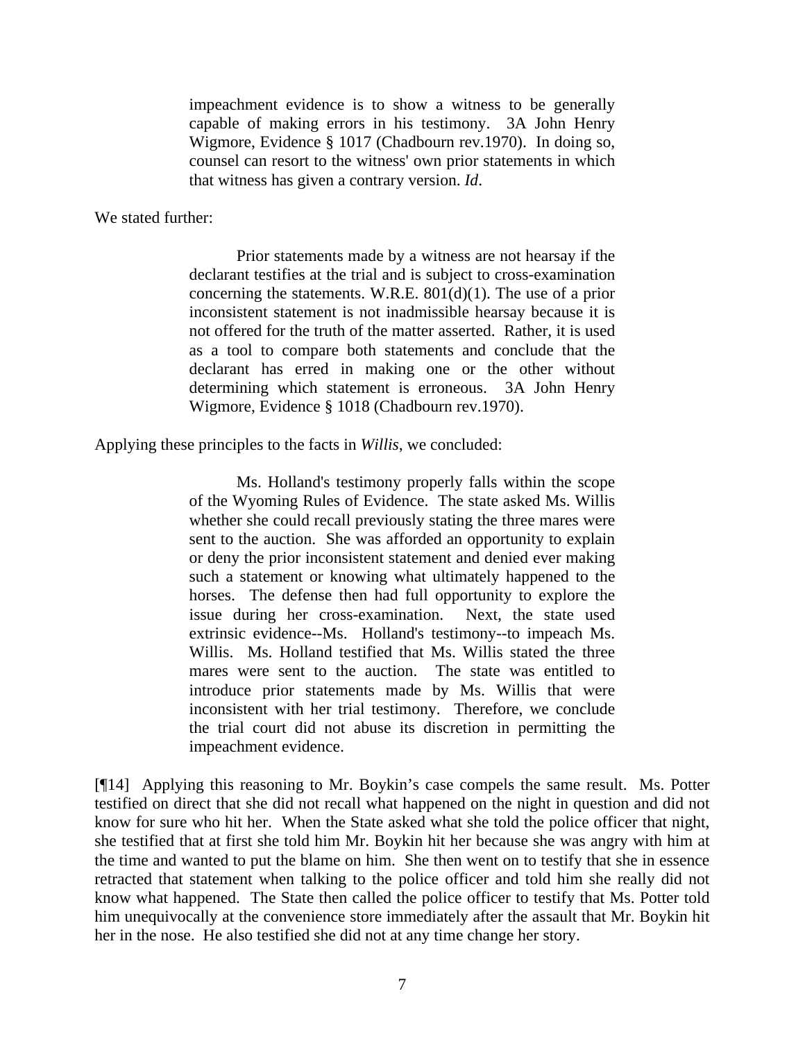> impeachment evidence is to show a witness to be generally capable of making errors in his testimony. 3A John Henry Wigmore, Evidence § 1017 (Chadbourn rev.1970). In doing so, counsel can resort to the witness' own prior statements in which that witness has given a contrary version. *Id*.

We stated further:

> Prior statements made by a witness are not hearsay if the declarant testifies at the trial and is subject to cross-examination concerning the statements. W.R.E. 801(d)(1). The use of a prior inconsistent statement is not inadmissible hearsay because it is not offered for the truth of the matter asserted. Rather, it is used as a tool to compare both statements and conclude that the declarant has erred in making one or the other without determining which statement is erroneous. 3A John Henry Wigmore, Evidence § 1018 (Chadbourn rev.1970).

Applying these principles to the facts in *Willis*, we concluded:

> Ms. Holland's testimony properly falls within the scope of the Wyoming Rules of Evidence. The state asked Ms. Willis whether she could recall previously stating the three mares were sent to the auction. She was afforded an opportunity to explain or deny the prior inconsistent statement and denied ever making such a statement or knowing what ultimately happened to the horses. The defense then had full opportunity to explore the issue during her cross-examination. Next, the state used extrinsic evidence--Ms. Holland's testimony--to impeach Ms. Willis. Ms. Holland testified that Ms. Willis stated the three mares were sent to the auction. The state was entitled to introduce prior statements made by Ms. Willis that were inconsistent with her trial testimony. Therefore, we conclude the trial court did not abuse its discretion in permitting the impeachment evidence.

[¶14] Applying this reasoning to Mr. Boykin's case compels the same result. Ms. Potter testified on direct that she did not recall what happened on the night in question and did not know for sure who hit her. When the State asked what she told the police officer that night, she testified that at first she told him Mr. Boykin hit her because she was angry with him at the time and wanted to put the blame on him. She then went on to testify that she in essence retracted that statement when talking to the police officer and told him she really did not know what happened. The State then called the police officer to testify that Ms. Potter told him unequivocally at the convenience store immediately after the assault that Mr. Boykin hit her in the nose. He also testified she did not at any time change her story.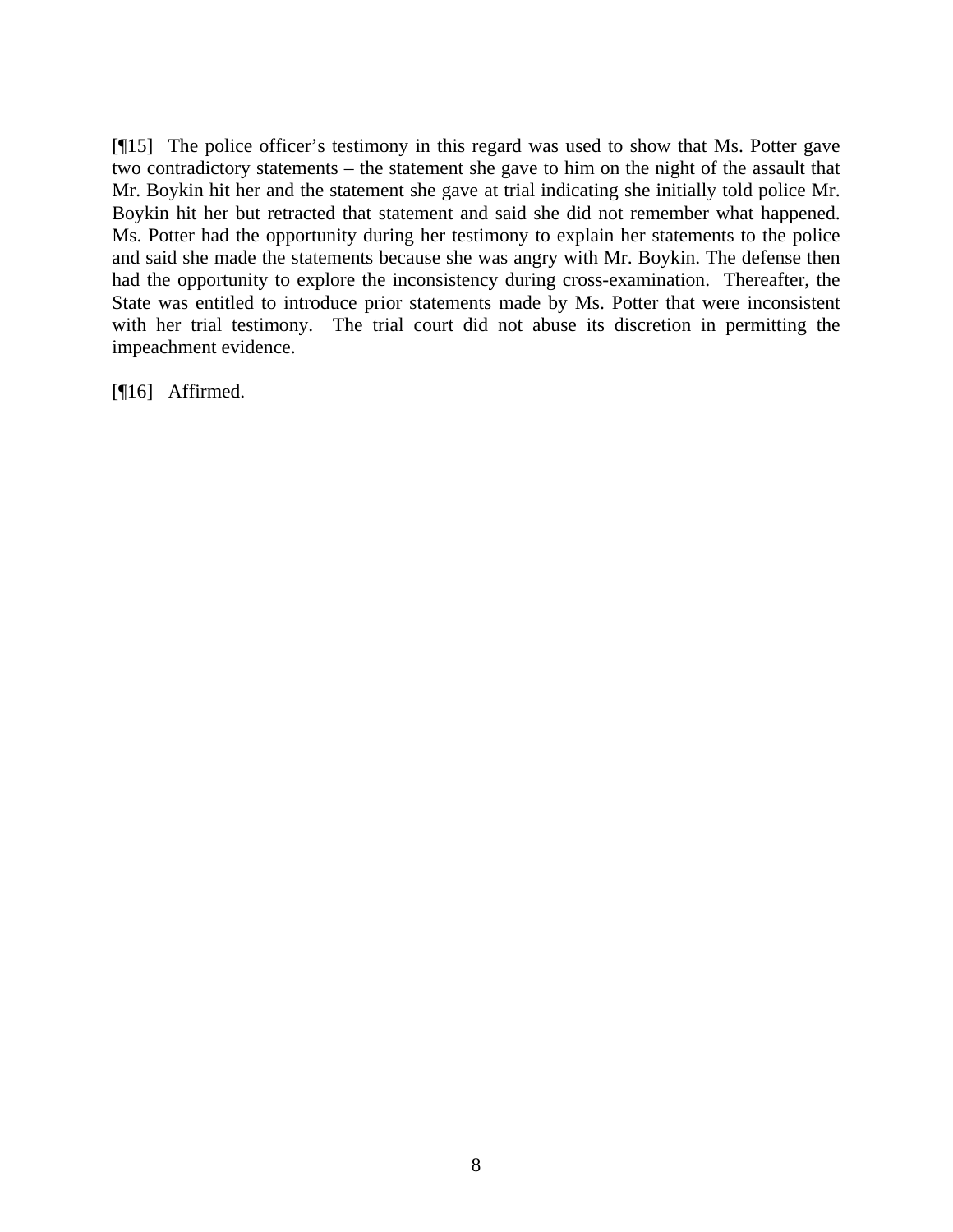[¶15] The police officer's testimony in this regard was used to show that Ms. Potter gave two contradictory statements – the statement she gave to him on the night of the assault that Mr. Boykin hit her and the statement she gave at trial indicating she initially told police Mr. Boykin hit her but retracted that statement and said she did not remember what happened. Ms. Potter had the opportunity during her testimony to explain her statements to the police and said she made the statements because she was angry with Mr. Boykin. The defense then had the opportunity to explore the inconsistency during cross-examination. Thereafter, the State was entitled to introduce prior statements made by Ms. Potter that were inconsistent with her trial testimony. The trial court did not abuse its discretion in permitting the impeachment evidence.

[¶16] Affirmed.